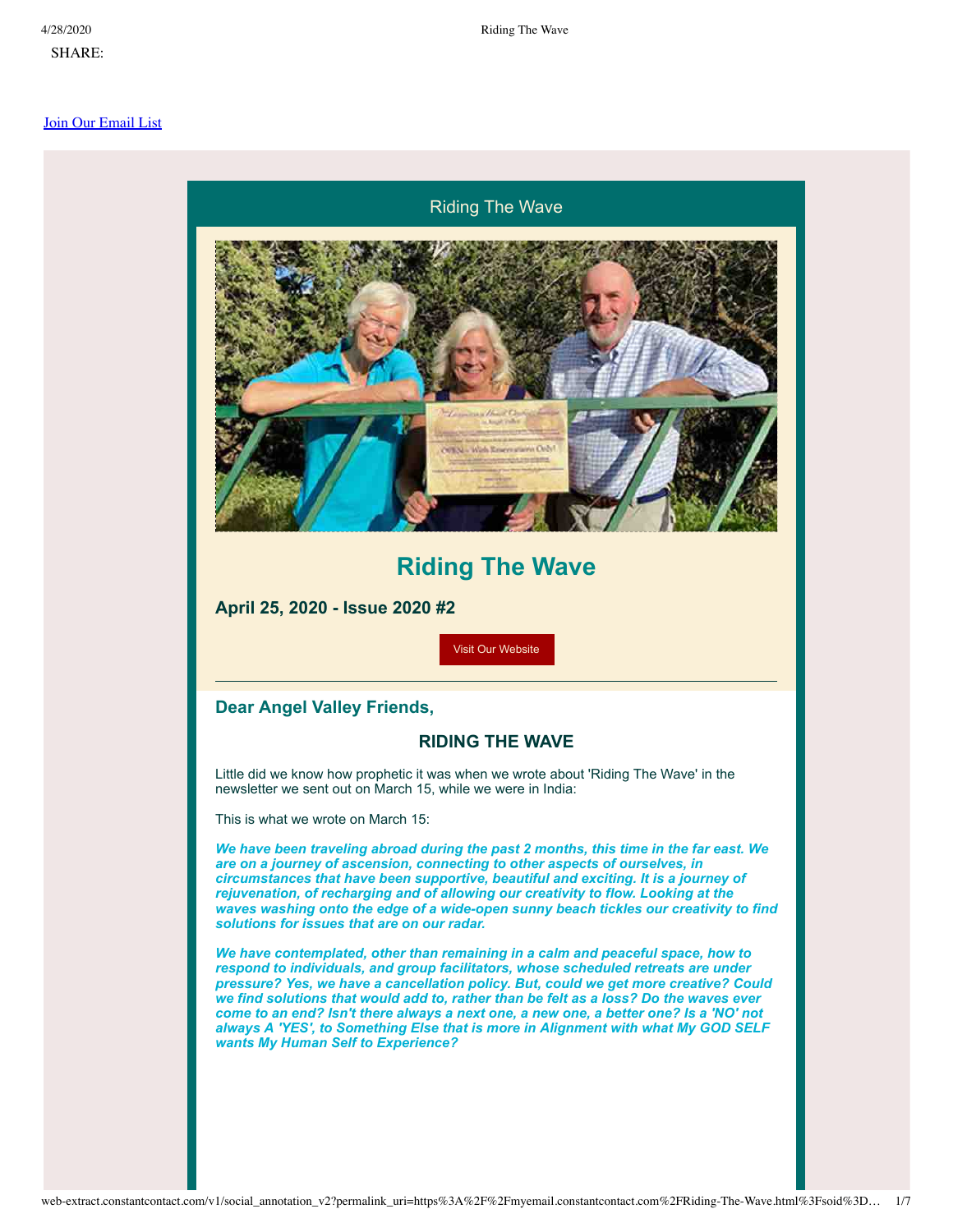SHARE:

Join Our Email List

Riding The Wave

# Riding The Wave

### April 25, 2020 - Issue 2020 #2

Visit Our Website

---

## Dear Angel Valley Friends,

### RIDING THE WAVE

Little did we know how prophetic it was when we wrote about 'Riding The Wave' in the newsletter we sent out on March 15, while we were in India:

This is what we wrote on March 15:

***We have been traveling abroad during the past 2 months, this time in the far east. We are on a journey of ascension, connecting to other aspects of ourselves, in circumstances that have been supportive, beautiful and exciting. It is a journey of rejuvenation, of recharging and of allowing our creativity to flow. Looking at the waves washing onto the edge of a wide-open sunny beach tickles our creativity to find solutions for issues that are on our radar.***

***We have contemplated, other than remaining in a calm and peaceful space, how to respond to individuals, and group facilitators, whose scheduled retreats are under pressure? Yes, we have a cancellation policy. But, could we get more creative? Could we find solutions that would add to, rather than be felt as a loss? Do the waves ever come to an end? Isn't there always a next one, a new one, a better one? Is a 'NO' not always A 'YES', to Something Else that is more in Alignment with what My GOD SELF wants My Human Self to Experience?***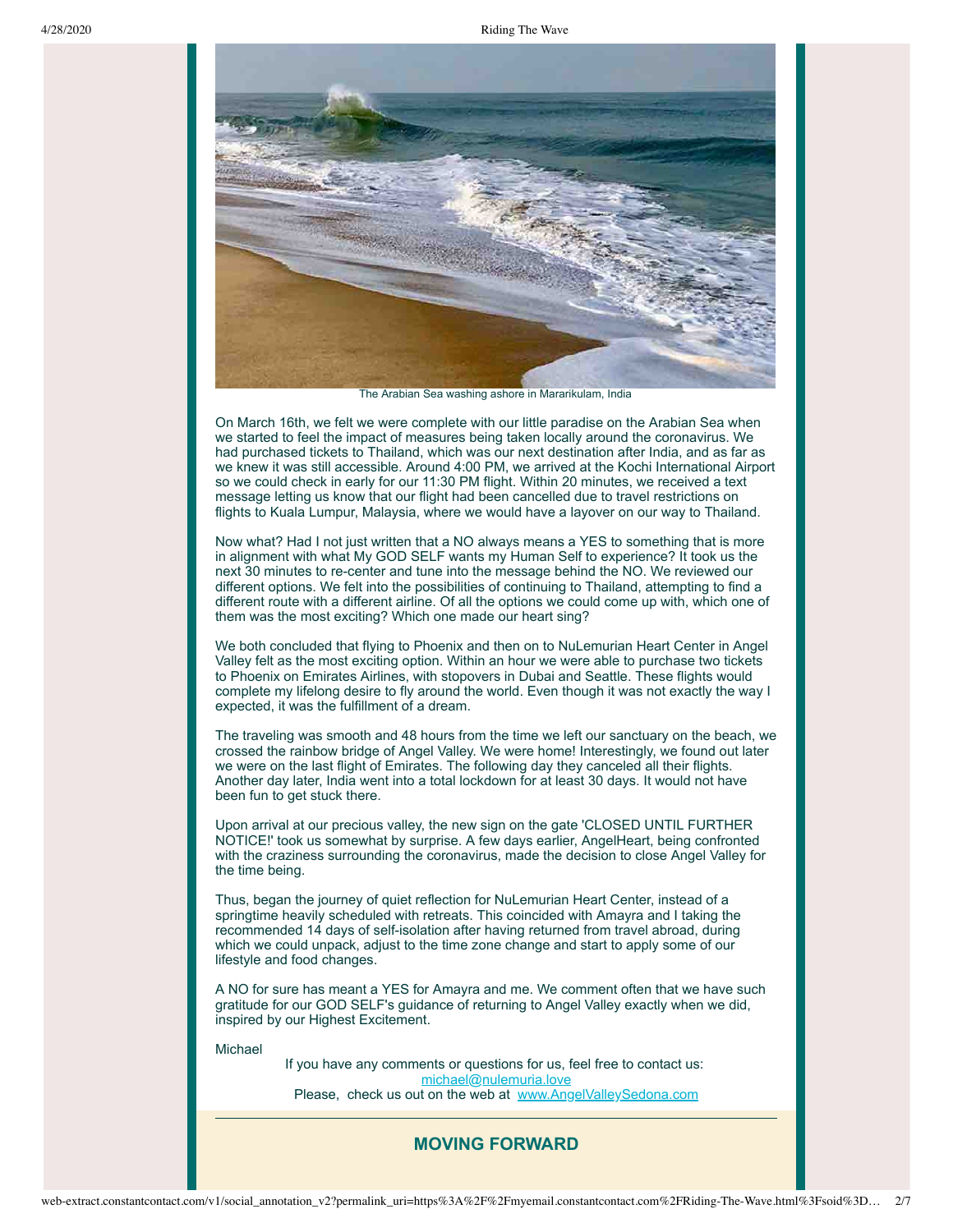The Arabian Sea washing ashore in Mararikulam, India

On March 16th, we felt we were complete with our little paradise on the Arabian Sea when we started to feel the impact of measures being taken locally around the coronavirus. We had purchased tickets to Thailand, which was our next destination after India, and as far as we knew it was still accessible. Around 4:00 PM, we arrived at the Kochi International Airport so we could check in early for our 11:30 PM flight. Within 20 minutes, we received a text message letting us know that our flight had been cancelled due to travel restrictions on flights to Kuala Lumpur, Malaysia, where we would have a layover on our way to Thailand.

Now what? Had I not just written that a NO always means a YES to something that is more in alignment with what My GOD SELF wants my Human Self to experience? It took us the next 30 minutes to re-center and tune into the message behind the NO. We reviewed our different options. We felt into the possibilities of continuing to Thailand, attempting to find a different route with a different airline. Of all the options we could come up with, which one of them was the most exciting? Which one made our heart sing?

We both concluded that flying to Phoenix and then on to NuLemurian Heart Center in Angel Valley felt as the most exciting option. Within an hour we were able to purchase two tickets to Phoenix on Emirates Airlines, with stopovers in Dubai and Seattle. These flights would complete my lifelong desire to fly around the world. Even though it was not exactly the way I expected, it was the fulfillment of a dream.

The traveling was smooth and 48 hours from the time we left our sanctuary on the beach, we crossed the rainbow bridge of Angel Valley. We were home! Interestingly, we found out later we were on the last flight of Emirates. The following day they canceled all their flights. Another day later, India went into a total lockdown for at least 30 days. It would not have been fun to get stuck there.

Upon arrival at our precious valley, the new sign on the gate 'CLOSED UNTIL FURTHER NOTICE!' took us somewhat by surprise. A few days earlier, AngelHeart, being confronted with the craziness surrounding the coronavirus, made the decision to close Angel Valley for the time being.

Thus, began the journey of quiet reflection for NuLemurian Heart Center, instead of a springtime heavily scheduled with retreats. This coincided with Amayra and I taking the recommended 14 days of self-isolation after having returned from travel abroad, during which we could unpack, adjust to the time zone change and start to apply some of our lifestyle and food changes.

A NO for sure has meant a YES for Amayra and me. We comment often that we have such gratitude for our GOD SELF's guidance of returning to Angel Valley exactly when we did, inspired by our Highest Excitement.

Michael

If you have any comments or questions for us, feel free to contact us:
michael@nulemuria.love
Please, check us out on the web at www.AngelValleySedona.com

---

## MOVING FORWARD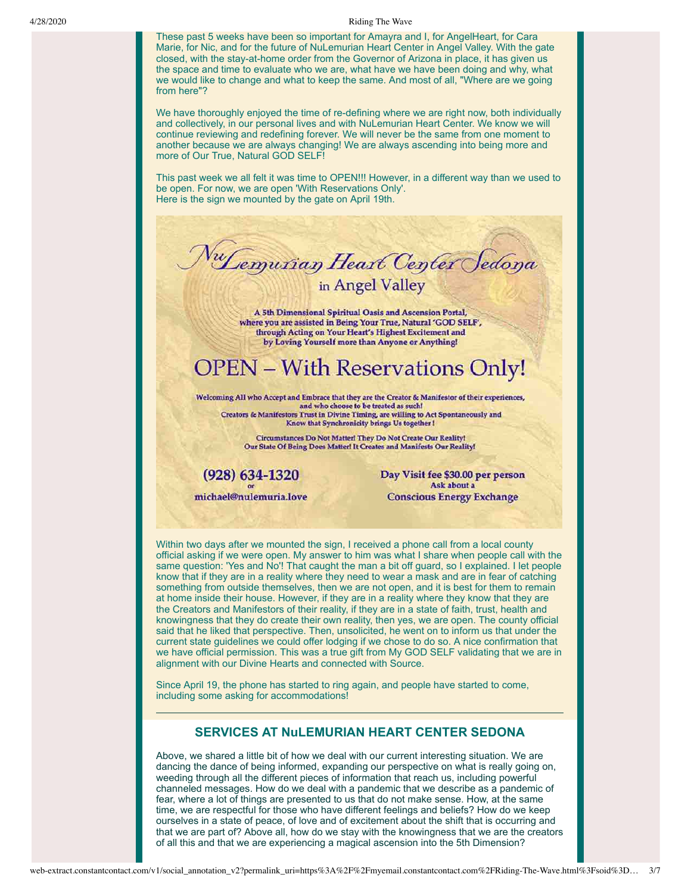These past 5 weeks have been so important for Amayra and I, for AngelHeart, for Cara Marie, for Nic, and for the future of NuLemurian Heart Center in Angel Valley. With the gate closed, with the stay-at-home order from the Governor of Arizona in place, it has given us the space and time to evaluate who we are, what have we have been doing and why, what we would like to change and what to keep the same. And most of all, "Where are we going from here"?

We have thoroughly enjoyed the time of re-defining where we are right now, both individually and collectively, in our personal lives and with NuLemurian Heart Center. We know we will continue reviewing and redefining forever. We will never be the same from one moment to another because we are always changing! We are always ascending into being more and more of Our True, Natural GOD SELF!

This past week we all felt it was time to OPEN!!! However, in a different way than we used to be open. For now, we are open 'With Reservations Only'.
Here is the sign we mounted by the gate on April 19th.

**NuLemurian Heart Center Sedona**
**in Angel Valley**

A 5th Dimensional Spiritual Oasis and Ascension Portal, where you are assisted in Being Your True, Natural 'GOD SELF', through Acting on Your Heart's Highest Excitement and by Loving Yourself more than Anyone or Anything!

# OPEN – With Reservations Only!

Welcoming All who Accept and Embrace that they are the Creator & Manifestor of their experiences, and who choose to be treated as such!
Creators & Manifestors Trust in Divine Timing, are willing to Act Spontaneously and Know that Synchronicity brings Us together!

Circumstances Do Not Matter! They Do Not Create Our Reality!
Our State Of Being Does Matter! It Creates and Manifests Our Reality!

**(928) 634-1320**
or
**michael@nulemuria.love**

**Day Visit fee $30.00 per person**
Ask about a
**Conscious Energy Exchange**

Within two days after we mounted the sign, I received a phone call from a local county official asking if we were open. My answer to him was what I share when people call with the same question: 'Yes and No'! That caught the man a bit off guard, so I explained. I let people know that if they are in a reality where they need to wear a mask and are in fear of catching something from outside themselves, then we are not open, and it is best for them to remain at home inside their house. However, if they are in a reality where they know that they are the Creators and Manifestors of their reality, if they are in a state of faith, trust, health and knowingness that they do create their own reality, then yes, we are open. The county official said that he liked that perspective. Then, unsolicited, he went on to inform us that under the current state guidelines we could offer lodging if we chose to do so. A nice confirmation that we have official permission. This was a true gift from My GOD SELF validating that we are in alignment with our Divine Hearts and connected with Source.

Since April 19, the phone has started to ring again, and people have started to come, including some asking for accommodations!

---

## SERVICES AT NuLEMURIAN HEART CENTER SEDONA

Above, we shared a little bit of how we deal with our current interesting situation. We are dancing the dance of being informed, expanding our perspective on what is really going on, weeding through all the different pieces of information that reach us, including powerful channeled messages. How do we deal with a pandemic that we describe as a pandemic of fear, where a lot of things are presented to us that do not make sense. How, at the same time, we are respectful for those who have different feelings and beliefs? How do we keep ourselves in a state of peace, of love and of excitement about the shift that is occurring and that we are part of? Above all, how do we stay with the knowingness that we are the creators of all this and that we are experiencing a magical ascension into the 5th Dimension?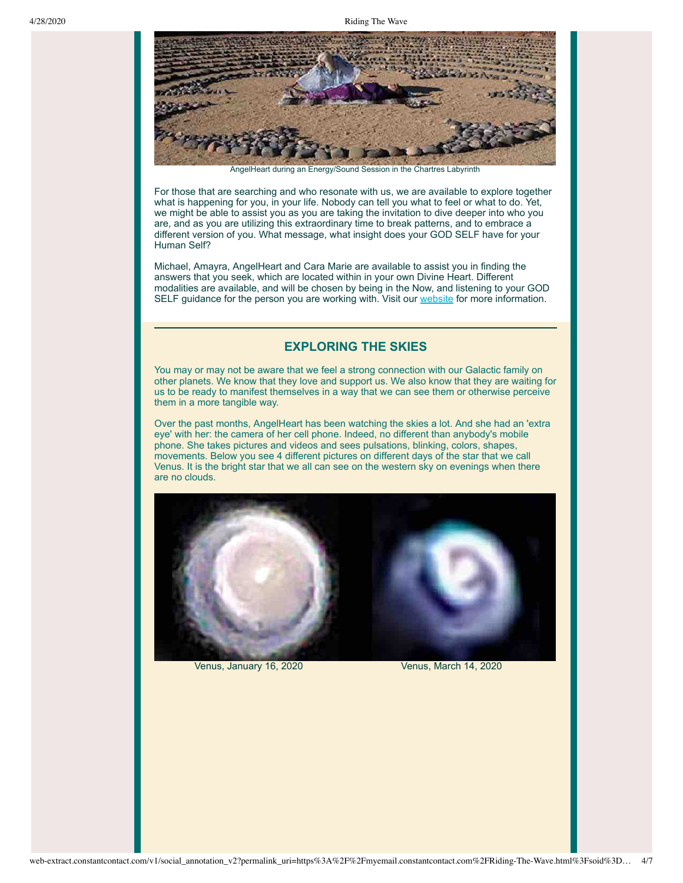AngelHeart during an Energy/Sound Session in the Chartres Labyrinth

For those that are searching and who resonate with us, we are available to explore together what is happening for you, in your life. Nobody can tell you what to feel or what to do. Yet, we might be able to assist you as you are taking the invitation to dive deeper into who you are, and as you are utilizing this extraordinary time to break patterns, and to embrace a different version of you. What message, what insight does your GOD SELF have for your Human Self?

Michael, Amayra, AngelHeart and Cara Marie are available to assist you in finding the answers that you seek, which are located within in your own Divine Heart. Different modalities are available, and will be chosen by being in the Now, and listening to your GOD SELF guidance for the person you are working with. Visit our website for more information.

## EXPLORING THE SKIES

You may or may not be aware that we feel a strong connection with our Galactic family on other planets. We know that they love and support us. We also know that they are waiting for us to be ready to manifest themselves in a way that we can see them or otherwise perceive them in a more tangible way.

Over the past months, AngelHeart has been watching the skies a lot. And she had an 'extra eye' with her: the camera of her cell phone. Indeed, no different than anybody's mobile phone. She takes pictures and videos and sees pulsations, blinking, colors, shapes, movements. Below you see 4 different pictures on different days of the star that we call Venus. It is the bright star that we all can see on the western sky on evenings when there are no clouds.

Venus, January 16, 2020

Venus, March 14, 2020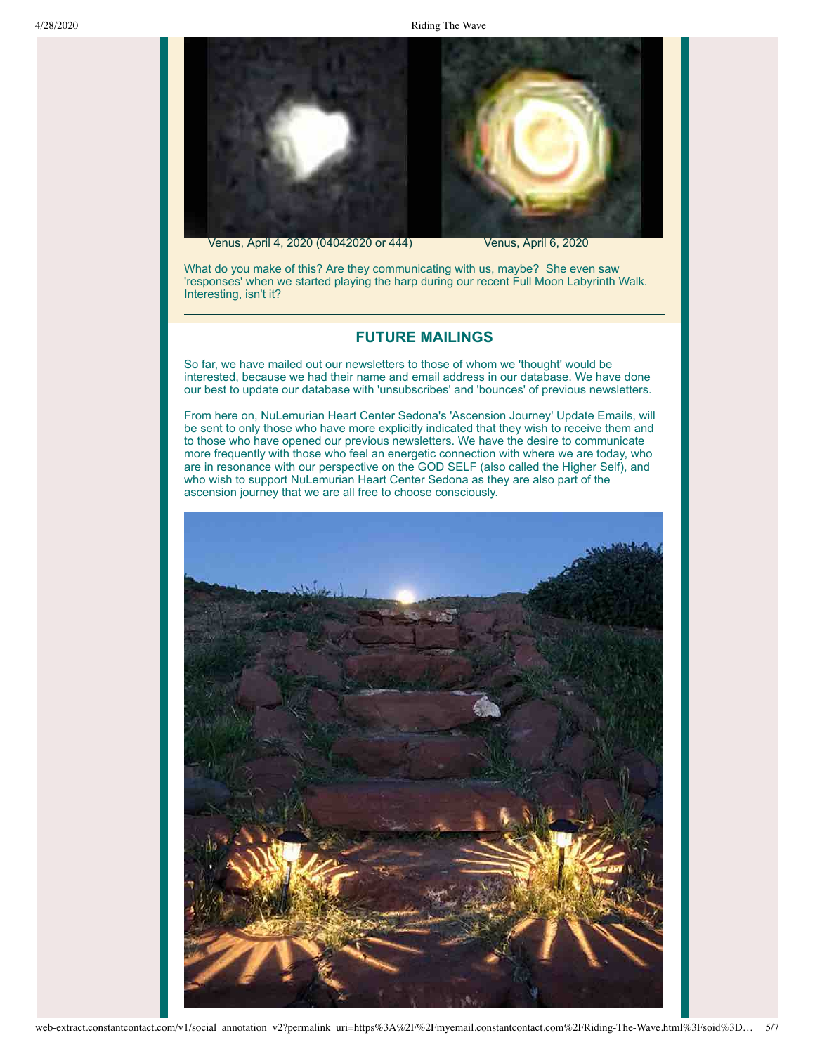Venus, April 4, 2020 (04042020 or 444)

Venus, April 6, 2020

What do you make of this? Are they communicating with us, maybe? She even saw 'responses' when we started playing the harp during our recent Full Moon Labyrinth Walk. Interesting, isn't it?

---

## FUTURE MAILINGS

So far, we have mailed out our newsletters to those of whom we 'thought' would be interested, because we had their name and email address in our database. We have done our best to update our database with 'unsubscribes' and 'bounces' of previous newsletters.

From here on, NuLemurian Heart Center Sedona's 'Ascension Journey' Update Emails, will be sent to only those who have more explicitly indicated that they wish to receive them and to those who have opened our previous newsletters. We have the desire to communicate more frequently with those who feel an energetic connection with where we are today, who are in resonance with our perspective on the GOD SELF (also called the Higher Self), and who wish to support NuLemurian Heart Center Sedona as they are also part of the ascension journey that we are all free to choose consciously.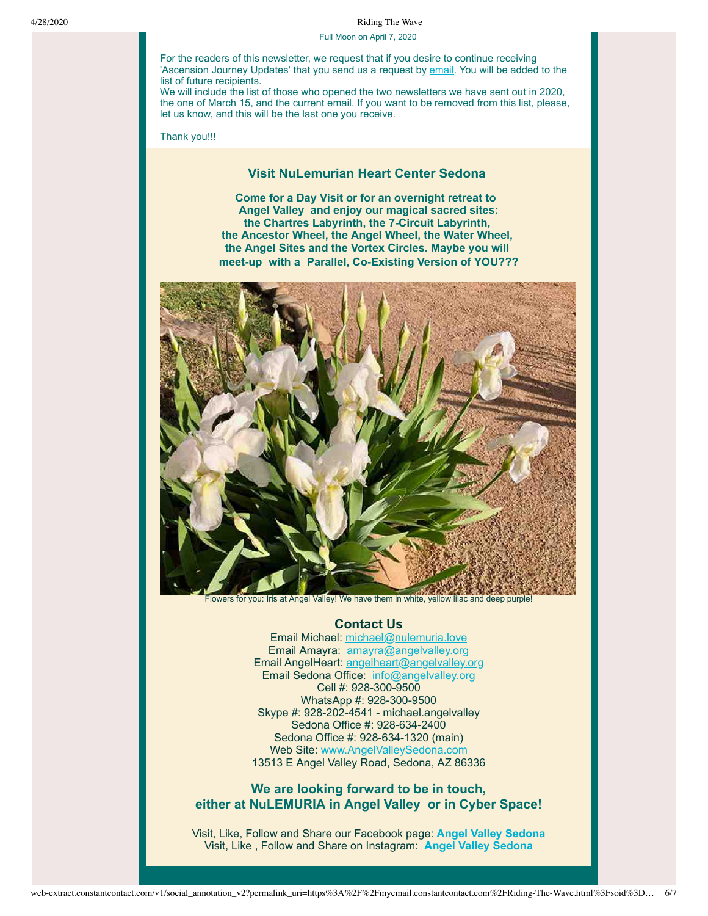Full Moon on April 7, 2020

For the readers of this newsletter, we request that if you desire to continue receiving 'Ascension Journey Updates' that you send us a request by email. You will be added to the list of future recipients.
We will include the list of those who opened the two newsletters we have sent out in 2020, the one of March 15, and the current email. If you want to be removed from this list, please, let us know, and this will be the last one you receive.

Thank you!!!

---

## Visit NuLemurian Heart Center Sedona

**Come for a Day Visit or for an overnight retreat to Angel Valley and enjoy our magical sacred sites: the Chartres Labyrinth, the 7-Circuit Labyrinth, the Ancestor Wheel, the Angel Wheel, the Water Wheel, the Angel Sites and the Vortex Circles. Maybe you will meet-up with a Parallel, Co-Existing Version of YOU???**

Flowers for you: Iris at Angel Valley! We have them in white, yellow lilac and deep purple!

### Contact Us

Email Michael: michael@nulemuria.love
Email Amayra: amayra@angelvalley.org
Email AngelHeart: angelheart@angelvalley.org
Email Sedona Office: info@angelvalley.org
Cell #: 928-300-9500
WhatsApp #: 928-300-9500
Skype #: 928-202-4541 - michael.angelvalley
Sedona Office #: 928-634-2400
Sedona Office #: 928-634-1320 (main)
Web Site: www.AngelValleySedona.com
13513 E Angel Valley Road, Sedona, AZ 86336

### We are looking forward to be in touch, either at NuLEMURIA in Angel Valley or in Cyber Space!

Visit, Like, Follow and Share our Facebook page: **Angel Valley Sedona**
Visit, Like , Follow and Share on Instagram: **Angel Valley Sedona**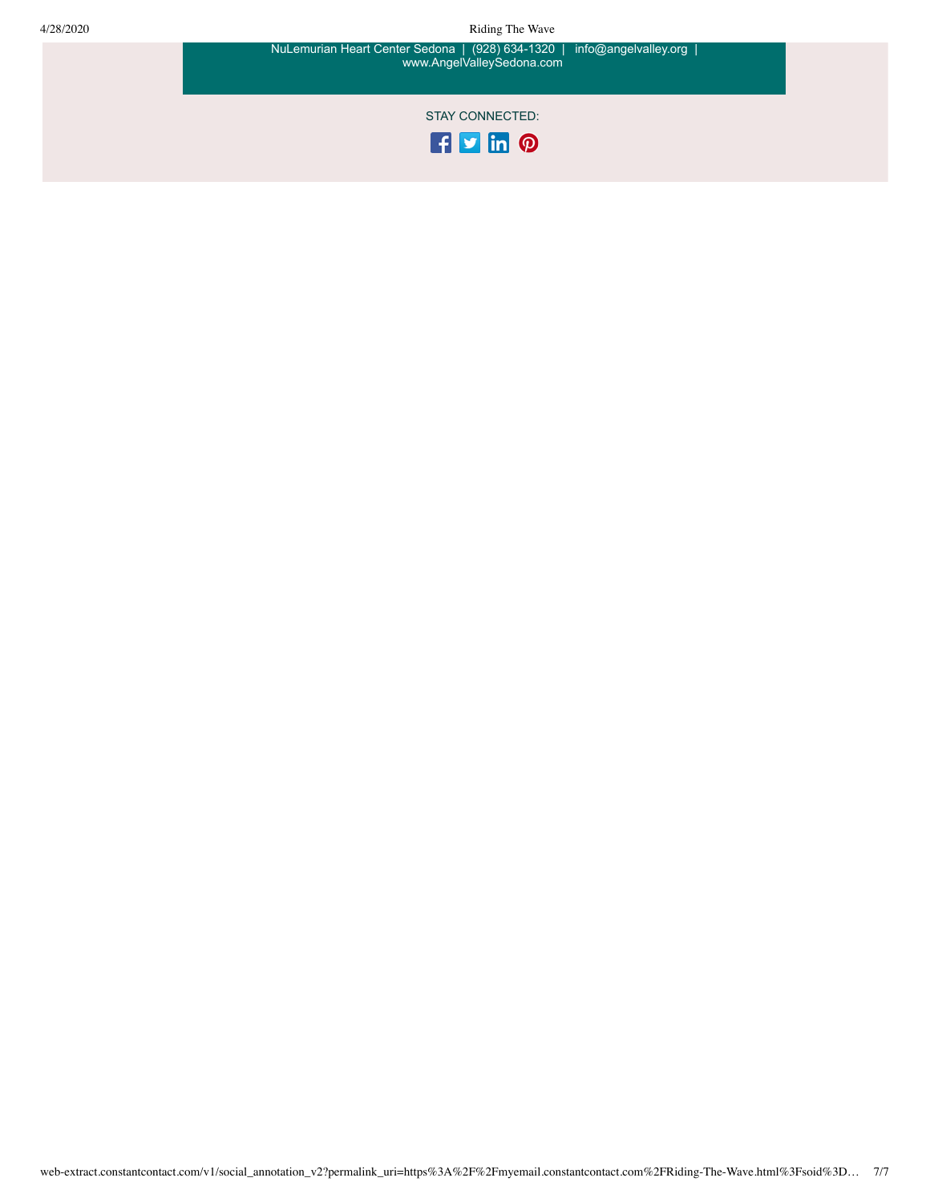NuLemurian Heart Center Sedona | (928) 634-1320 | info@angelvalley.org | www.AngelValleySedona.com

STAY CONNECTED: